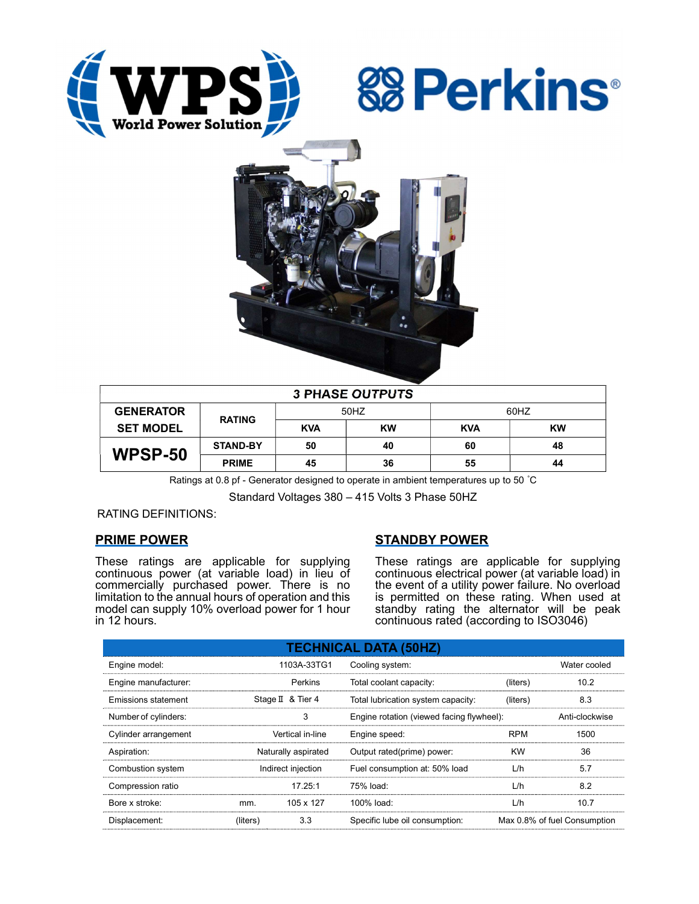| 3 PHASE OUTPUTS | | | | | |
|---|---|---|---|---|---|
| GENERATOR SET MODEL | RATING | 50HZ | | 60HZ | |
| | | KVA | KW | KVA | KW |
| WPSP-50 | STAND-BY | 50 | 40 | 60 | 48 |
| | PRIME | 45 | 36 | 55 | 44 |

Ratings at 0.8 pf - Generator designed to operate in ambient temperatures up to 50 ˚C

Standard Voltages 380 – 415 Volts 3 Phase 50HZ

RATING DEFINITIONS:

## PRIME POWER

These ratings are applicable for supplying continuous power (at variable load) in lieu of commercially purchased power. There is no limitation to the annual hours of operation and this model can supply 10% overload power for 1 hour in 12 hours.

## STANDBY POWER

These ratings are applicable for supplying continuous electrical power (at variable load) in the event of a utility power failure. No overload is permitted on these rating. When used at standby rating the alternator will be peak continuous rated (according to ISO3046)

| TECHNICAL DATA (50HZ) | | | | | |
|---|---|---|---|---|---|
| Engine model: | | 1103A-33TG1 | Cooling system: | | Water cooled |
| Engine manufacturer: | | Perkins | Total coolant capacity: | (liters) | 10.2 |
| Emissions statement | | Stage Ⅱ & Tier 4 | Total lubrication system capacity: | (liters) | 8.3 |
| Number of cylinders: | | 3 | Engine rotation (viewed facing flywheel): | | Anti-clockwise |
| Cylinder arrangement | | Vertical in-line | Engine speed: | RPM | 1500 |
| Aspiration: | | Naturally aspirated | Output rated(prime) power: | KW | 36 |
| Combustion system | | Indirect injection | Fuel consumption at: 50% load | L/h | 5.7 |
| Compression ratio | | 17.25:1 | 75% load: | L/h | 8.2 |
| Bore x stroke: | mm. | 105 x 127 | 100% load: | L/h | 10.7 |
| Displacement: | (liters) | 3.3 | Specific lube oil consumption: | | Max 0.8% of fuel Consumption |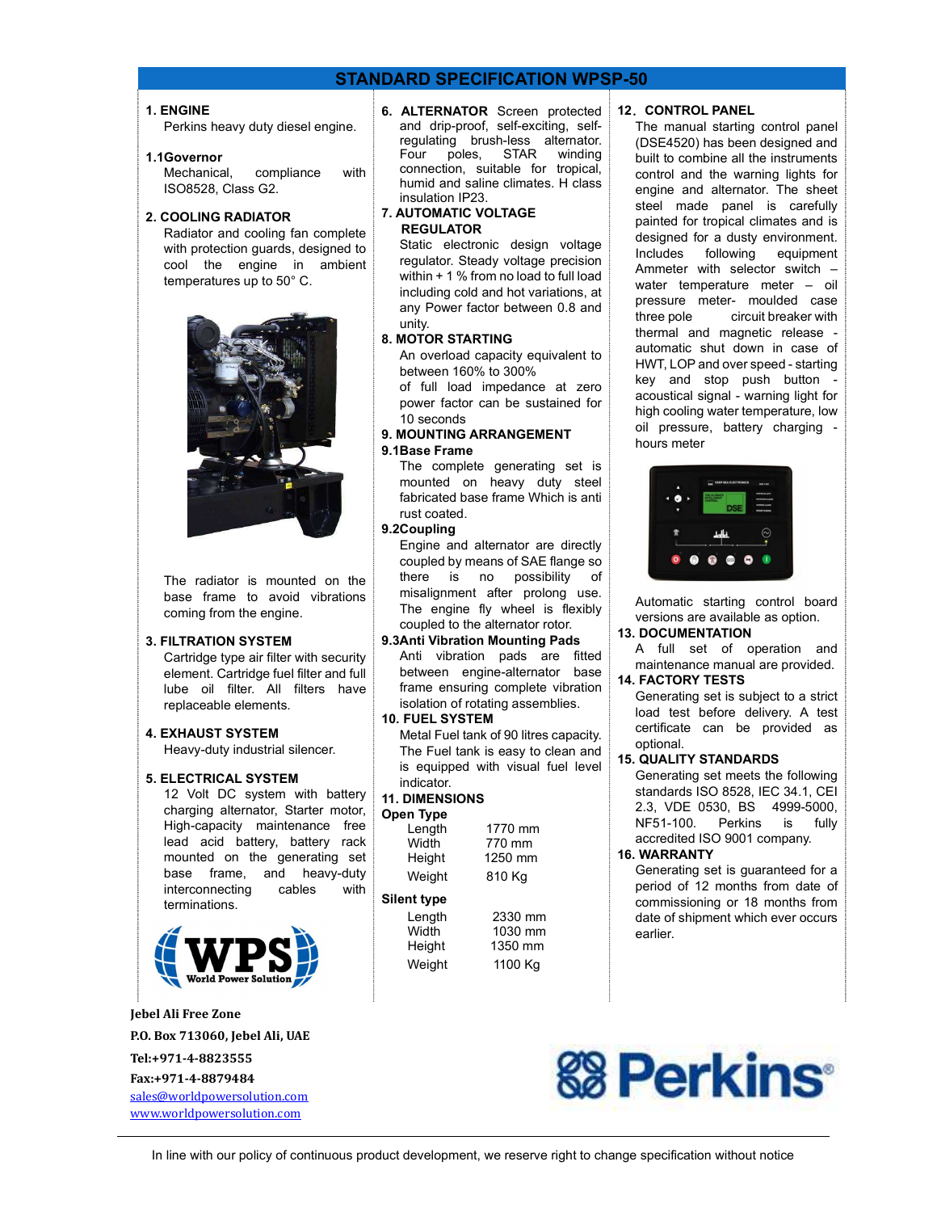# STANDARD SPECIFICATION WPSP-50

## 1. ENGINE

Perkins heavy duty diesel engine.

### 1.1Governor

Mechanical, compliance with ISO8528, Class G2.

## 2. COOLING RADIATOR

Radiator and cooling fan complete with protection guards, designed to cool the engine in ambient temperatures up to 50° C.

The radiator is mounted on the base frame to avoid vibrations coming from the engine.

## 3. FILTRATION SYSTEM

Cartridge type air filter with security element. Cartridge fuel filter and full lube oil filter. All filters have replaceable elements.

## 4. EXHAUST SYSTEM

Heavy-duty industrial silencer.

## 5. ELECTRICAL SYSTEM

12 Volt DC system with battery charging alternator, Starter motor, High-capacity maintenance free lead acid battery, battery rack mounted on the generating set base frame, and heavy-duty interconnecting cables with terminations.

## 6. ALTERNATOR

Screen protected and drip-proof, self-exciting, self-regulating brush-less alternator. Four poles, STAR winding connection, suitable for tropical, humid and saline climates. H class insulation IP23.

## 7. AUTOMATIC VOLTAGE REGULATOR

Static electronic design voltage regulator. Steady voltage precision within + 1 % from no load to full load including cold and hot variations, at any Power factor between 0.8 and unity.

## 8. MOTOR STARTING

An overload capacity equivalent to between 160% to 300% of full load impedance at zero power factor can be sustained for 10 seconds

## 9. MOUNTING ARRANGEMENT

### 9.1Base Frame

The complete generating set is mounted on heavy duty steel fabricated base frame Which is anti rust coated.

### 9.2Coupling

Engine and alternator are directly coupled by means of SAE flange so there is no possibility of misalignment after prolong use. The engine fly wheel is flexibly coupled to the alternator rotor.

### 9.3Anti Vibration Mounting Pads

Anti vibration pads are fitted between engine-alternator base frame ensuring complete vibration isolation of rotating assemblies.

## 10. FUEL SYSTEM

Metal Fuel tank of 90 litres capacity. The Fuel tank is easy to clean and is equipped with visual fuel level indicator.

## 11. DIMENSIONS

**Open Type**

| | |
|---|---|
| Length | 1770 mm |
| Width | 770 mm |
| Height | 1250 mm |
| Weight | 810 Kg |

**Silent type**

| | |
|---|---|
| Length | 2330 mm |
| Width | 1030 mm |
| Height | 1350 mm |
| Weight | 1100 Kg |

## 12. CONTROL PANEL

The manual starting control panel (DSE4520) has been designed and built to combine all the instruments control and the warning lights for engine and alternator. The sheet steel made panel is carefully painted for tropical climates and is designed for a dusty environment. Includes following equipment Ammeter with selector switch – water temperature meter – oil pressure meter- moulded case three pole circuit breaker with thermal and magnetic release - automatic shut down in case of HWT, LOP and over speed - starting key and stop push button - acoustical signal - warning light for high cooling water temperature, low oil pressure, battery charging - hours meter

Automatic starting control board versions are available as option.

## 13. DOCUMENTATION

A full set of operation and maintenance manual are provided.

## 14. FACTORY TESTS

Generating set is subject to a strict load test before delivery. A test certificate can be provided as optional.

## 15. QUALITY STANDARDS

Generating set meets the following standards ISO 8528, IEC 34.1, CEI 2.3, VDE 0530, BS 4999-5000, NF51-100. Perkins is fully accredited ISO 9001 company.

## 16. WARRANTY

Generating set is guaranteed for a period of 12 months from date of commissioning or 18 months from date of shipment which ever occurs earlier.

WPS World Power Solution

**Jebel Ali Free Zone**
**P.O. Box 713060, Jebel Ali, UAE**
**Tel:+971-4-8823555**
**Fax:+971-4-8879484**
sales@worldpowersolution.com
www.worldpowersolution.com

Perkins

In line with our policy of continuous product development, we reserve right to change specification without notice